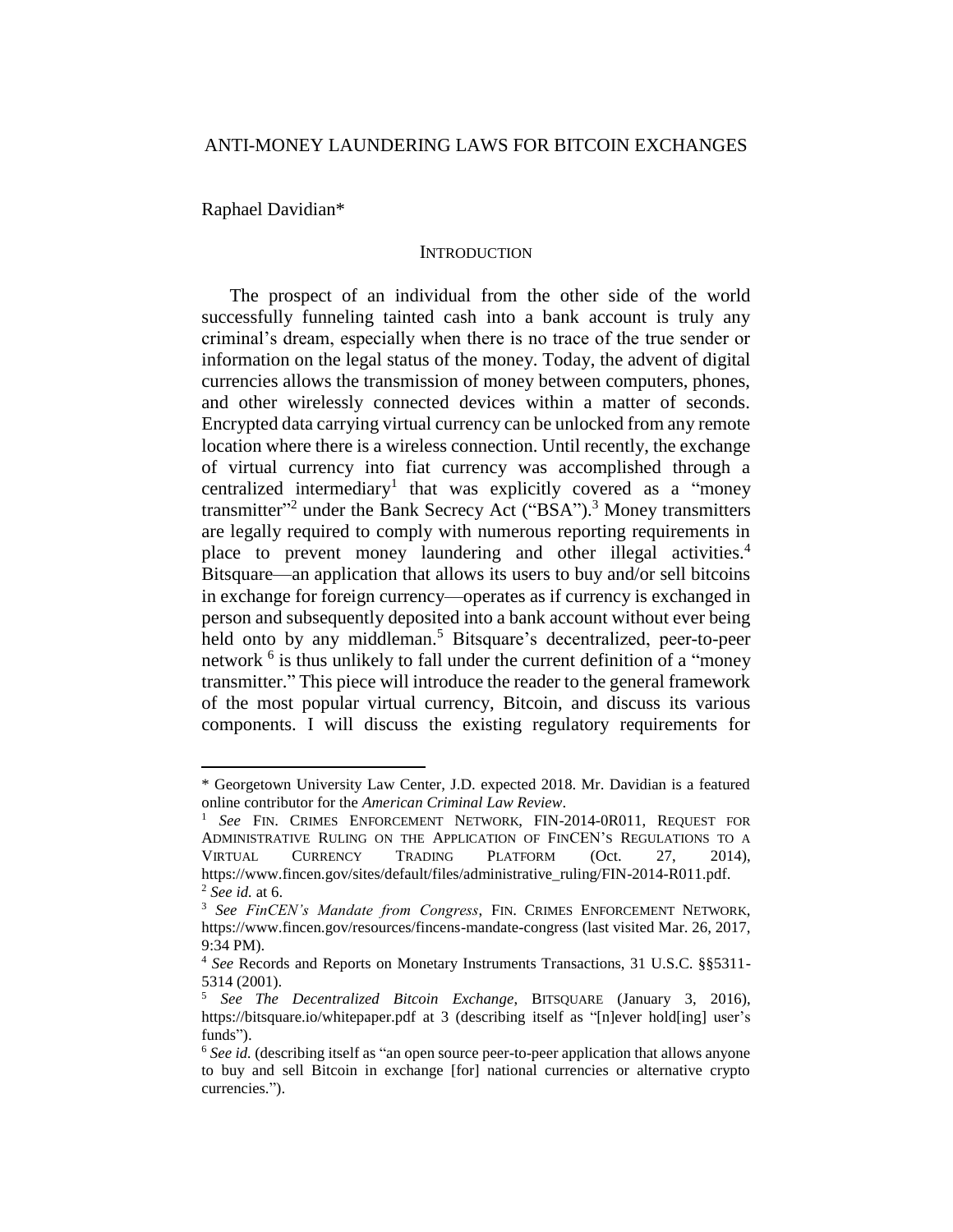# ANTI-MONEY LAUNDERING LAWS FOR BITCOIN EXCHANGES

Raphael Davidian*

## INTRODUCTION

The prospect of an individual from the other side of the world successfully funneling tainted cash into a bank account is truly any criminal's dream, especially when there is no trace of the true sender or information on the legal status of the money. Today, the advent of digital currencies allows the transmission of money between computers, phones, and other wirelessly connected devices within a matter of seconds. Encrypted data carrying virtual currency can be unlocked from any remote location where there is a wireless connection. Until recently, the exchange of virtual currency into fiat currency was accomplished through a centralized intermediary[1] that was explicitly covered as a "money transmitter"[2] under the Bank Secrecy Act ("BSA").[3] Money transmitters are legally required to comply with numerous reporting requirements in place to prevent money laundering and other illegal activities.[4] Bitsquare—an application that allows its users to buy and/or sell bitcoins in exchange for foreign currency—operates as if currency is exchanged in person and subsequently deposited into a bank account without ever being held onto by any middleman.[5] Bitsquare's decentralized, peer-to-peer network [6] is thus unlikely to fall under the current definition of a "money transmitter." This piece will introduce the reader to the general framework of the most popular virtual currency, Bitcoin, and discuss its various components. I will discuss the existing regulatory requirements for

---

\* Georgetown University Law Center, J.D. expected 2018. Mr. Davidian is a featured online contributor for the *American Criminal Law Review*.

[1] *See* FIN. CRIMES ENFORCEMENT NETWORK, FIN-2014-0R011, REQUEST FOR ADMINISTRATIVE RULING ON THE APPLICATION OF FINCEN'S REGULATIONS TO A VIRTUAL CURRENCY TRADING PLATFORM (Oct. 27, 2014), https://www.fincen.gov/sites/default/files/administrative_ruling/FIN-2014-R011.pdf.

[2] *See id.* at 6.

[3] *See FinCEN's Mandate from Congress*, FIN. CRIMES ENFORCEMENT NETWORK, https://www.fincen.gov/resources/fincens-mandate-congress (last visited Mar. 26, 2017, 9:34 PM).

[4] *See* Records and Reports on Monetary Instruments Transactions, 31 U.S.C. §§5311-5314 (2001).

[5] *See The Decentralized Bitcoin Exchange*, BITSQUARE (January 3, 2016), https://bitsquare.io/whitepaper.pdf at 3 (describing itself as "[n]ever hold[ing] user's funds").

[6] *See id.* (describing itself as "an open source peer-to-peer application that allows anyone to buy and sell Bitcoin in exchange [for] national currencies or alternative crypto currencies.").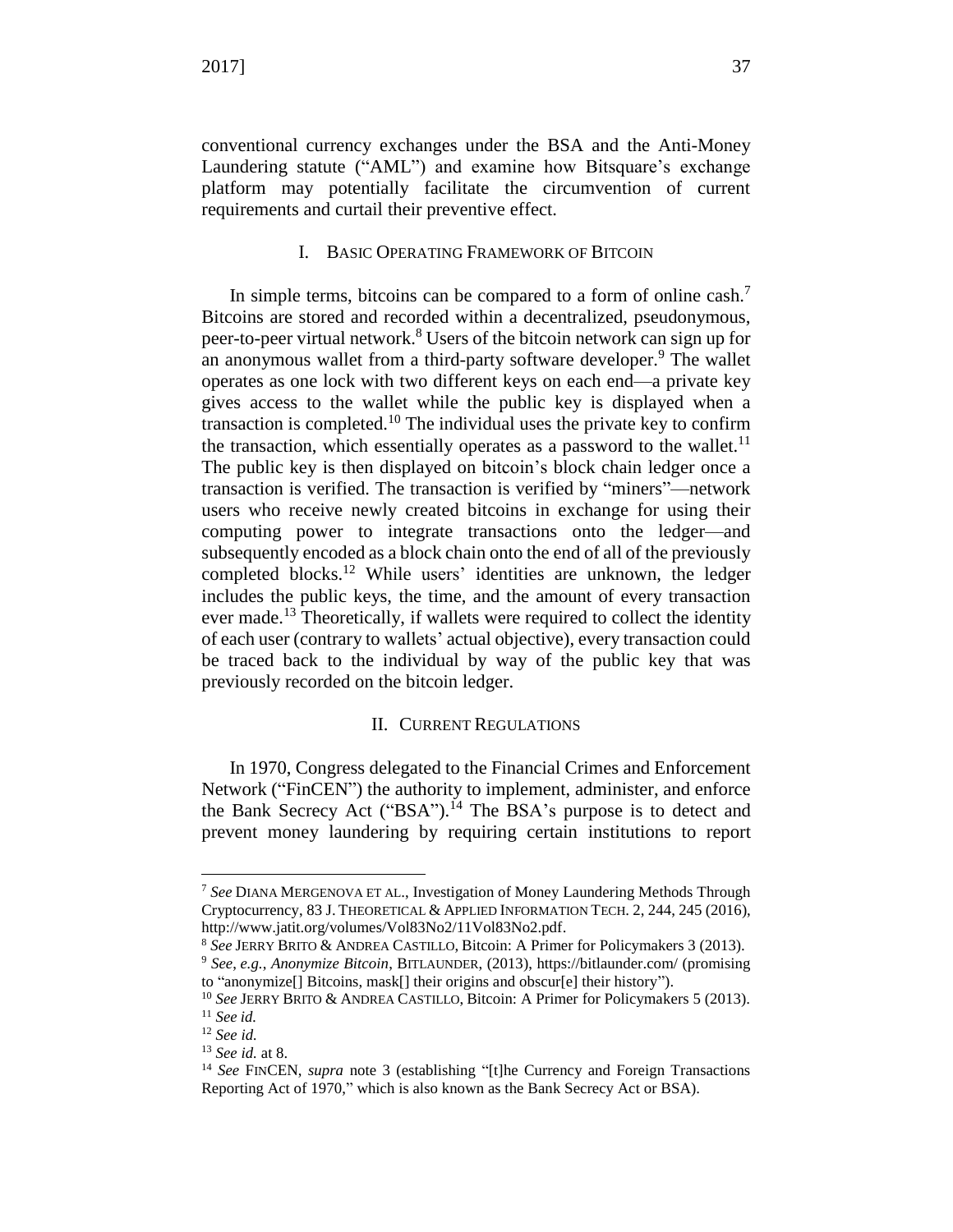conventional currency exchanges under the BSA and the Anti-Money Laundering statute ("AML") and examine how Bitsquare's exchange platform may potentially facilitate the circumvention of current requirements and curtail their preventive effect.

## I. Basic Operating Framework of Bitcoin

In simple terms, bitcoins can be compared to a form of online cash.[7] Bitcoins are stored and recorded within a decentralized, pseudonymous, peer-to-peer virtual network.[8] Users of the bitcoin network can sign up for an anonymous wallet from a third-party software developer.[9] The wallet operates as one lock with two different keys on each end—a private key gives access to the wallet while the public key is displayed when a transaction is completed.[10] The individual uses the private key to confirm the transaction, which essentially operates as a password to the wallet.[11] The public key is then displayed on bitcoin's block chain ledger once a transaction is verified. The transaction is verified by "miners"—network users who receive newly created bitcoins in exchange for using their computing power to integrate transactions onto the ledger—and subsequently encoded as a block chain onto the end of all of the previously completed blocks.[12] While users' identities are unknown, the ledger includes the public keys, the time, and the amount of every transaction ever made.[13] Theoretically, if wallets were required to collect the identity of each user (contrary to wallets' actual objective), every transaction could be traced back to the individual by way of the public key that was previously recorded on the bitcoin ledger.

## II. Current Regulations

In 1970, Congress delegated to the Financial Crimes and Enforcement Network ("FinCEN") the authority to implement, administer, and enforce the Bank Secrecy Act ("BSA").[14] The BSA's purpose is to detect and prevent money laundering by requiring certain institutions to report

---

[7] *See* Diana Mergenova et al., Investigation of Money Laundering Methods Through Cryptocurrency, 83 J. Theoretical & Applied Information Tech. 2, 244, 245 (2016), http://www.jatit.org/volumes/Vol83No2/11Vol83No2.pdf.

[8] *See* Jerry Brito & Andrea Castillo, Bitcoin: A Primer for Policymakers 3 (2013).

[9] *See*, *e.g.*, *Anonymize Bitcoin*, Bitlaunder, (2013), https://bitlaunder.com/ (promising to "anonymize[] Bitcoins, mask[] their origins and obscur[e] their history").

[10] *See* Jerry Brito & Andrea Castillo, Bitcoin: A Primer for Policymakers 5 (2013).

[11] *See id.*

[12] *See id.*

[13] *See id.* at 8.

[14] *See* FinCEN, *supra* note 3 (establishing "[t]he Currency and Foreign Transactions Reporting Act of 1970," which is also known as the Bank Secrecy Act or BSA).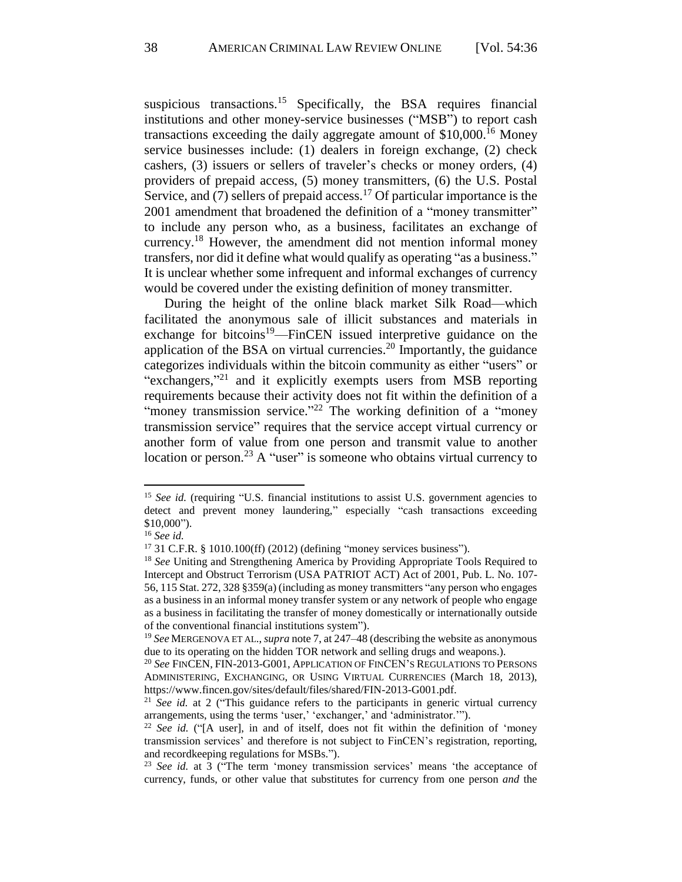suspicious transactions.[15] Specifically, the BSA requires financial institutions and other money-service businesses ("MSB") to report cash transactions exceeding the daily aggregate amount of $10,000.[16] Money service businesses include: (1) dealers in foreign exchange, (2) check cashers, (3) issuers or sellers of traveler's checks or money orders, (4) providers of prepaid access, (5) money transmitters, (6) the U.S. Postal Service, and (7) sellers of prepaid access.[17] Of particular importance is the 2001 amendment that broadened the definition of a "money transmitter" to include any person who, as a business, facilitates an exchange of currency.[18] However, the amendment did not mention informal money transfers, nor did it define what would qualify as operating "as a business." It is unclear whether some infrequent and informal exchanges of currency would be covered under the existing definition of money transmitter.

During the height of the online black market Silk Road—which facilitated the anonymous sale of illicit substances and materials in exchange for bitcoins[19]—FinCEN issued interpretive guidance on the application of the BSA on virtual currencies.[20] Importantly, the guidance categorizes individuals within the bitcoin community as either "users" or "exchangers,"[21] and it explicitly exempts users from MSB reporting requirements because their activity does not fit within the definition of a "money transmission service."[22] The working definition of a "money transmission service" requires that the service accept virtual currency or another form of value from one person and transmit value to another location or person.[23] A "user" is someone who obtains virtual currency to

---

[15] *See id.* (requiring "U.S. financial institutions to assist U.S. government agencies to detect and prevent money laundering," especially "cash transactions exceeding $10,000").

[16] *See id.*

[17] 31 C.F.R. § 1010.100(ff) (2012) (defining "money services business").

[18] *See* Uniting and Strengthening America by Providing Appropriate Tools Required to Intercept and Obstruct Terrorism (USA PATRIOT ACT) Act of 2001, Pub. L. No. 107-56, 115 Stat. 272, 328 §359(a) (including as money transmitters "any person who engages as a business in an informal money transfer system or any network of people who engage as a business in facilitating the transfer of money domestically or internationally outside of the conventional financial institutions system").

[19] *See* MERGENOVA ET AL., *supra* note 7, at 247–48 (describing the website as anonymous due to its operating on the hidden TOR network and selling drugs and weapons.).

[20] *See* FINCEN, FIN-2013-G001, APPLICATION OF FINCEN'S REGULATIONS TO PERSONS ADMINISTERING, EXCHANGING, OR USING VIRTUAL CURRENCIES (March 18, 2013), https://www.fincen.gov/sites/default/files/shared/FIN-2013-G001.pdf.

[21] *See id.* at 2 ("This guidance refers to the participants in generic virtual currency arrangements, using the terms 'user,' 'exchanger,' and 'administrator.'").

[22] *See id.* ("[A user], in and of itself, does not fit within the definition of 'money transmission services' and therefore is not subject to FinCEN's registration, reporting, and recordkeeping regulations for MSBs.").

[23] *See id.* at 3 ("The term 'money transmission services' means 'the acceptance of currency, funds, or other value that substitutes for currency from one person *and* the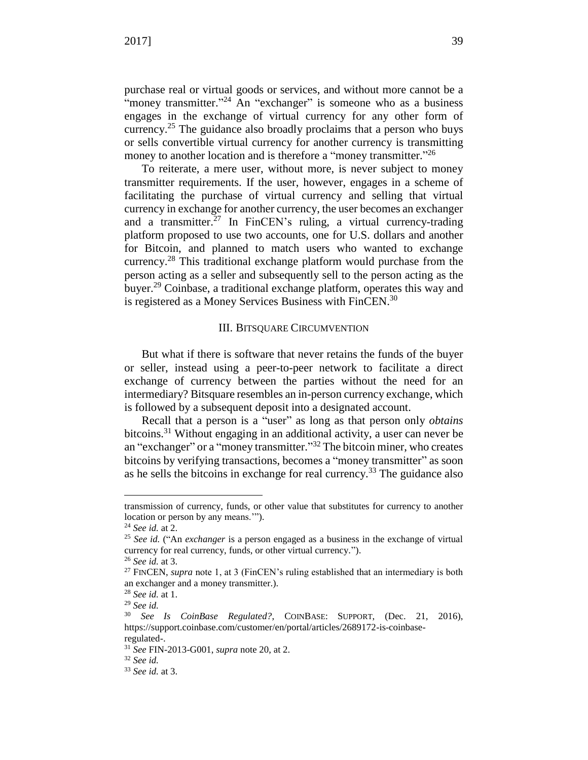purchase real or virtual goods or services, and without more cannot be a "money transmitter."[24] An "exchanger" is someone who as a business engages in the exchange of virtual currency for any other form of currency.[25] The guidance also broadly proclaims that a person who buys or sells convertible virtual currency for another currency is transmitting money to another location and is therefore a "money transmitter."[26]

To reiterate, a mere user, without more, is never subject to money transmitter requirements. If the user, however, engages in a scheme of facilitating the purchase of virtual currency and selling that virtual currency in exchange for another currency, the user becomes an exchanger and a transmitter.[27] In FinCEN's ruling, a virtual currency-trading platform proposed to use two accounts, one for U.S. dollars and another for Bitcoin, and planned to match users who wanted to exchange currency.[28] This traditional exchange platform would purchase from the person acting as a seller and subsequently sell to the person acting as the buyer.[29] Coinbase, a traditional exchange platform, operates this way and is registered as a Money Services Business with FinCEN.[30]

## III. BITSQUARE CIRCUMVENTION

But what if there is software that never retains the funds of the buyer or seller, instead using a peer-to-peer network to facilitate a direct exchange of currency between the parties without the need for an intermediary? Bitsquare resembles an in-person currency exchange, which is followed by a subsequent deposit into a designated account.

Recall that a person is a "user" as long as that person only *obtains* bitcoins.[31] Without engaging in an additional activity, a user can never be an "exchanger" or a "money transmitter."[32] The bitcoin miner, who creates bitcoins by verifying transactions, becomes a "money transmitter" as soon as he sells the bitcoins in exchange for real currency.[33] The guidance also

---

transmission of currency, funds, or other value that substitutes for currency to another location or person by any means.'").

[24] *See id.* at 2.

[25] *See id.* ("An *exchanger* is a person engaged as a business in the exchange of virtual currency for real currency, funds, or other virtual currency.").

[26] *See id.* at 3.

[27] FINCEN, *supra* note 1, at 3 (FinCEN's ruling established that an intermediary is both an exchanger and a money transmitter.).

[28] *See id.* at 1.

[29] *See id.*

[30] *See Is CoinBase Regulated?*, COINBASE: SUPPORT, (Dec. 21, 2016), https://support.coinbase.com/customer/en/portal/articles/2689172-is-coinbase-regulated-.

[31] *See* FIN-2013-G001, *supra* note 20, at 2.

[32] *See id.*

[33] *See id.* at 3.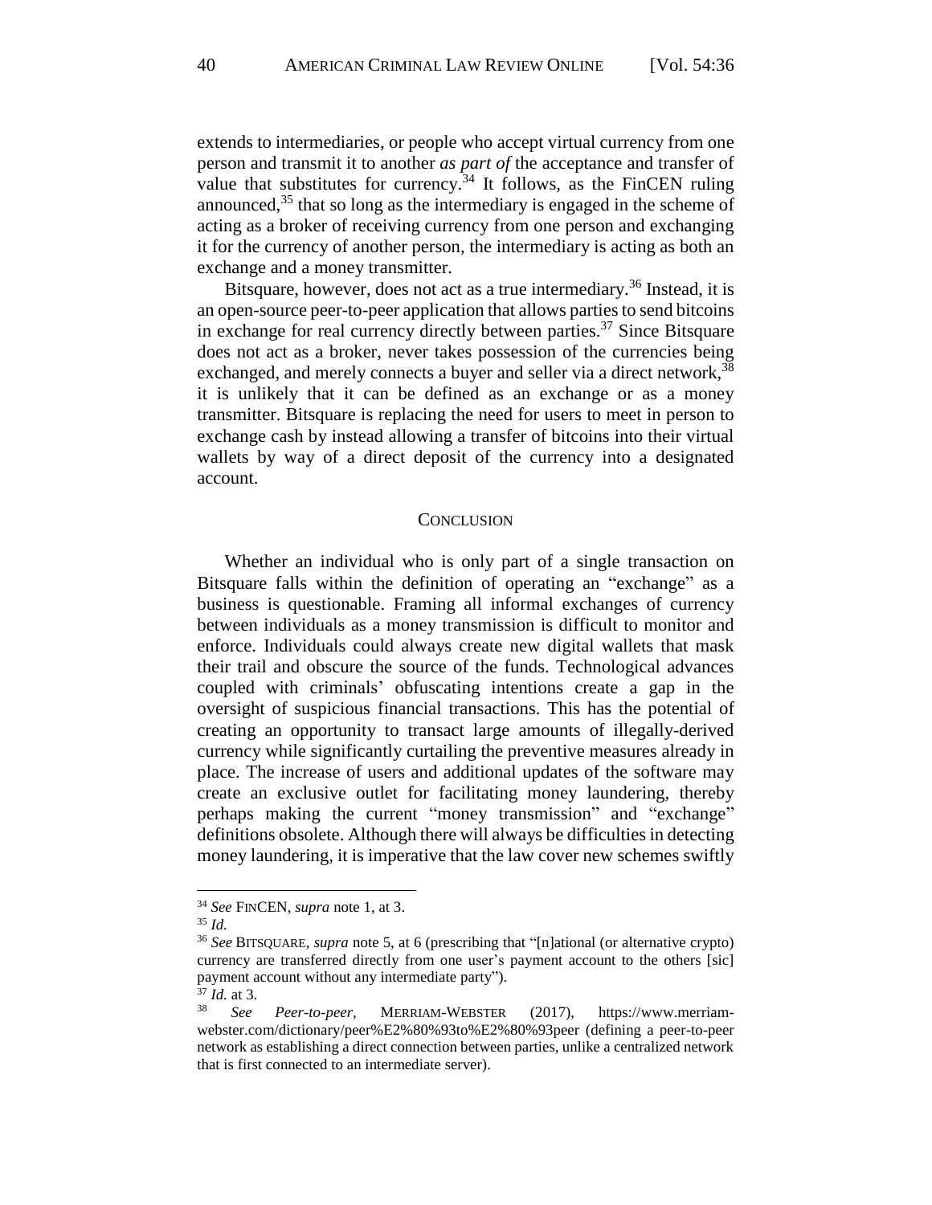extends to intermediaries, or people who accept virtual currency from one person and transmit it to another *as part of* the acceptance and transfer of value that substitutes for currency.[34] It follows, as the FinCEN ruling announced,[35] that so long as the intermediary is engaged in the scheme of acting as a broker of receiving currency from one person and exchanging it for the currency of another person, the intermediary is acting as both an exchange and a money transmitter.

Bitsquare, however, does not act as a true intermediary.[36] Instead, it is an open-source peer-to-peer application that allows parties to send bitcoins in exchange for real currency directly between parties.[37] Since Bitsquare does not act as a broker, never takes possession of the currencies being exchanged, and merely connects a buyer and seller via a direct network,[38] it is unlikely that it can be defined as an exchange or as a money transmitter. Bitsquare is replacing the need for users to meet in person to exchange cash by instead allowing a transfer of bitcoins into their virtual wallets by way of a direct deposit of the currency into a designated account.

## CONCLUSION

Whether an individual who is only part of a single transaction on Bitsquare falls within the definition of operating an "exchange" as a business is questionable. Framing all informal exchanges of currency between individuals as a money transmission is difficult to monitor and enforce. Individuals could always create new digital wallets that mask their trail and obscure the source of the funds. Technological advances coupled with criminals' obfuscating intentions create a gap in the oversight of suspicious financial transactions. This has the potential of creating an opportunity to transact large amounts of illegally-derived currency while significantly curtailing the preventive measures already in place. The increase of users and additional updates of the software may create an exclusive outlet for facilitating money laundering, thereby perhaps making the current "money transmission" and "exchange" definitions obsolete. Although there will always be difficulties in detecting money laundering, it is imperative that the law cover new schemes swiftly

---

[34] *See* FINCEN, *supra* note 1, at 3.

[35] *Id.*

[36] *See* BITSQUARE, *supra* note 5, at 6 (prescribing that "[n]ational (or alternative crypto) currency are transferred directly from one user's payment account to the others [sic] payment account without any intermediate party").

[37] *Id.* at 3.

[38] *See Peer-to-peer*, MERRIAM-WEBSTER (2017), https://www.merriam-webster.com/dictionary/peer%E2%80%93to%E2%80%93peer (defining a peer-to-peer network as establishing a direct connection between parties, unlike a centralized network that is first connected to an intermediate server).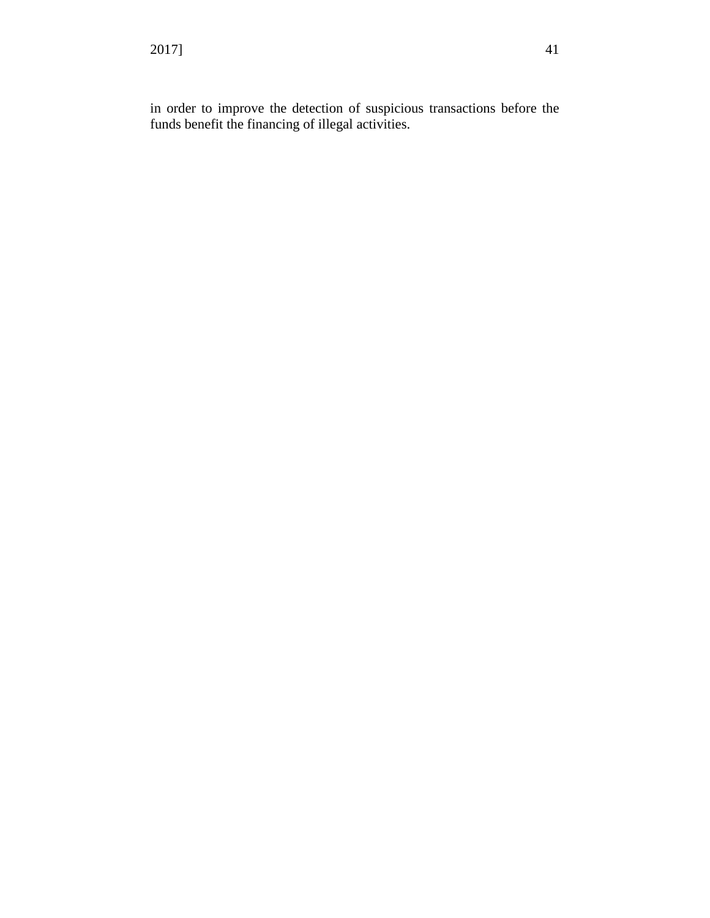in order to improve the detection of suspicious transactions before the funds benefit the financing of illegal activities.